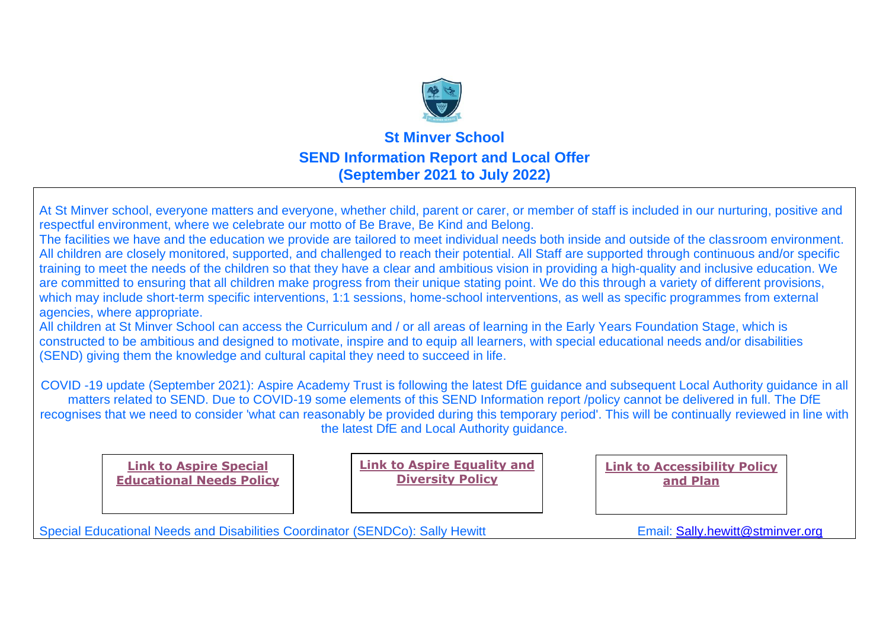# St Minver School

## SEND Information Report and Local Offer

## (September 2021 to July 2022)

At St Minver school, everyone matters and everyone, whether child, parent or carer, or member of staff is included in our nurturing, positive and respectful environment, where we celebrate our motto of Be Brave, Be Kind and Belong.

The facilities we have and the education we provide are tailored to meet individual needs both inside and outside of the classroom environment. All children are closely monitored, supported, and challenged to reach their potential. All Staff are supported through continuous and/or specific training to meet the needs of the children so that they have a clear and ambitious vision in providing a high-quality and inclusive education. We are committed to ensuring that all children make progress from their unique stating point. We do this through a variety of different provisions, which may include short-term specific interventions, 1:1 sessions, home-school interventions, as well as specific programmes from external agencies, where appropriate.

All children at St Minver School can access the Curriculum and / or all areas of learning in the Early Years Foundation Stage, which is constructed to be ambitious and designed to motivate, inspire and to equip all learners, with special educational needs and/or disabilities (SEND) giving them the knowledge and cultural capital they need to succeed in life.

COVID -19 update (September 2021): Aspire Academy Trust is following the latest DfE guidance and subsequent Local Authority guidance in all matters related to SEND. Due to COVID-19 some elements of this SEND Information report /policy cannot be delivered in full. The DfE recognises that we need to consider 'what can reasonably be provided during this temporary period'. This will be continually reviewed in line with the latest DfE and Local Authority guidance.

**Link to Aspire Special Educational Needs Policy**

**Link to Aspire Equality and Diversity Policy**

**Link to Accessibility Policy and Plan**

Special Educational Needs and Disabilities Coordinator (SENDCo): Sally Hewitt

Email: Sally.hewitt@stminver.org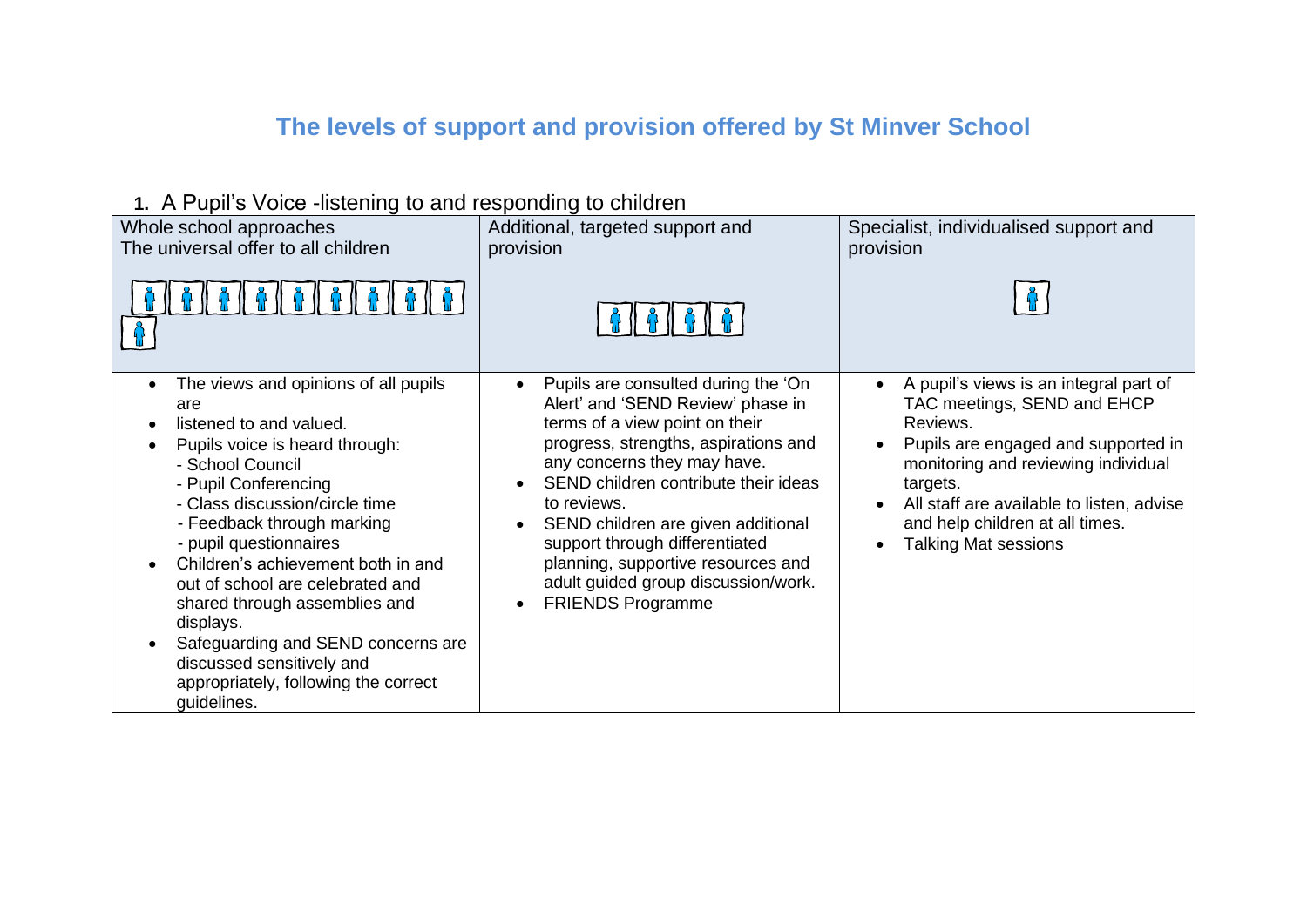## The levels of support and provision offered by St Minver School

**1.** A Pupil's Voice -listening to and responding to children

| Whole school approaches<br>The universal offer to all children | Additional, targeted support and provision | Specialist, individualised support and provision |
| --- | --- | --- |
| • The views and opinions of all pupils are<br>• listened to and valued.<br>• Pupils voice is heard through:<br>- School Council<br>- Pupil Conferencing<br>- Class discussion/circle time<br>- Feedback through marking<br>- pupil questionnaires<br>• Children's achievement both in and out of school are celebrated and shared through assemblies and displays.<br>• Safeguarding and SEND concerns are discussed sensitively and appropriately, following the correct guidelines. | • Pupils are consulted during the 'On Alert' and 'SEND Review' phase in terms of a view point on their progress, strengths, aspirations and any concerns they may have.<br>• SEND children contribute their ideas to reviews.<br>• SEND children are given additional support through differentiated planning, supportive resources and adult guided group discussion/work.<br>• FRIENDS Programme | • A pupil's views is an integral part of TAC meetings, SEND and EHCP Reviews.<br>• Pupils are engaged and supported in monitoring and reviewing individual targets.<br>• All staff are available to listen, advise and help children at all times.<br>• Talking Mat sessions |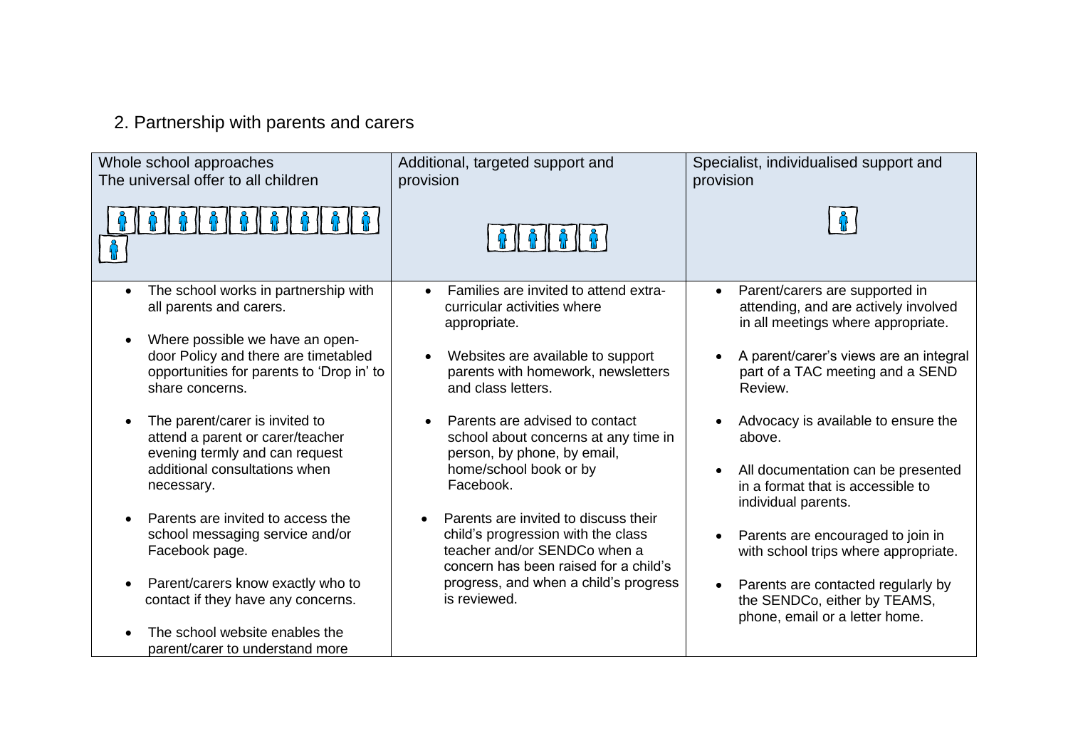## 2. Partnership with parents and carers

| Whole school approaches<br>The universal offer to all children | Additional, targeted support and provision | Specialist, individualised support and provision |
| --- | --- | --- |
| • The school works in partnership with all parents and carers.<br><br>• Where possible we have an open-door Policy and there are timetabled opportunities for parents to 'Drop in' to share concerns.<br><br>• The parent/carer is invited to attend a parent or carer/teacher evening termly and can request additional consultations when necessary.<br><br>• Parents are invited to access the school messaging service and/or Facebook page.<br><br>• Parent/carers know exactly who to contact if they have any concerns.<br><br>• The school website enables the parent/carer to understand more | • Families are invited to attend extra-curricular activities where appropriate.<br><br>• Websites are available to support parents with homework, newsletters and class letters.<br><br>• Parents are advised to contact school about concerns at any time in person, by phone, by email, home/school book or by Facebook.<br><br>• Parents are invited to discuss their child's progression with the class teacher and/or SENDCo when a concern has been raised for a child's progress, and when a child's progress is reviewed. | • Parent/carers are supported in attending, and are actively involved in all meetings where appropriate.<br><br>• A parent/carer's views are an integral part of a TAC meeting and a SEND Review.<br><br>• Advocacy is available to ensure the above.<br><br>• All documentation can be presented in a format that is accessible to individual parents.<br><br>• Parents are encouraged to join in with school trips where appropriate.<br><br>• Parents are contacted regularly by the SENDCo, either by TEAMS, phone, email or a letter home. |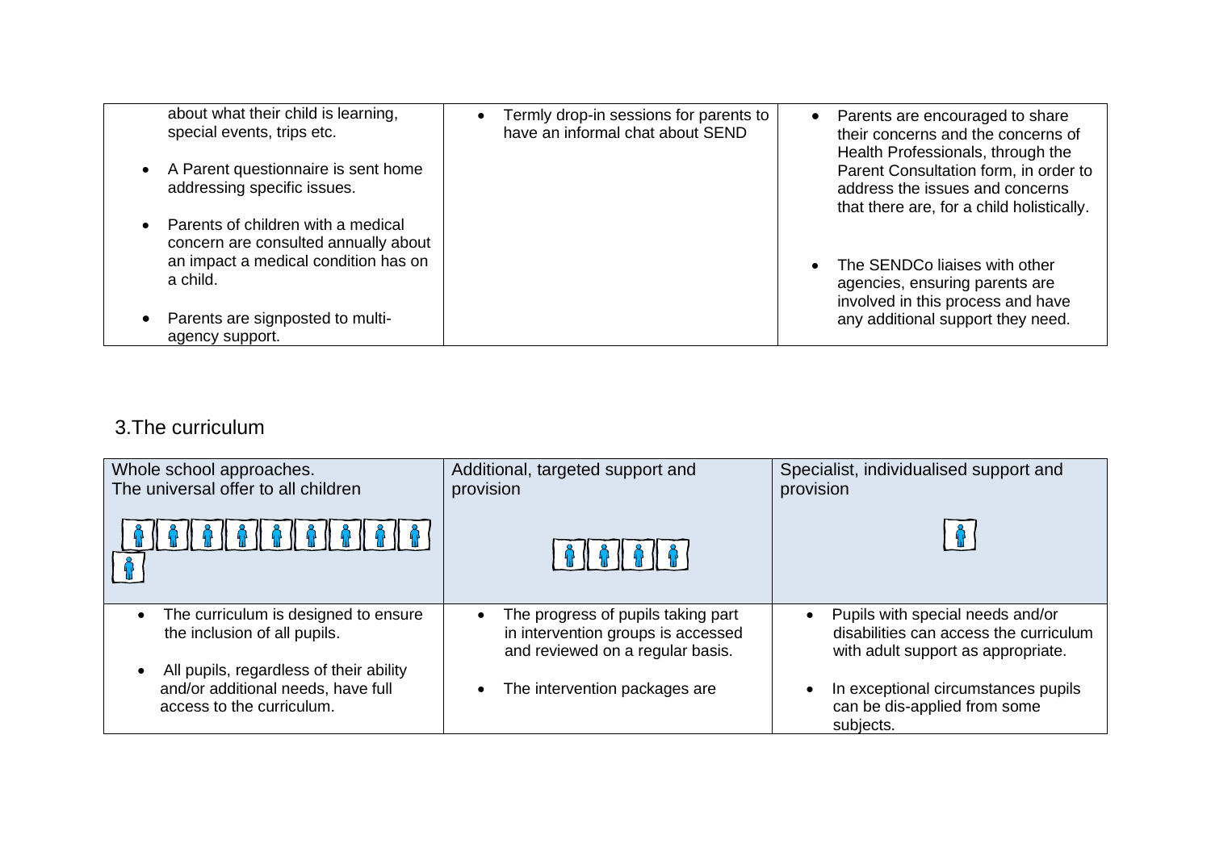| | | |
|---|---|---|
| about what their child is learning, special events, trips etc.<br><br>• A Parent questionnaire is sent home addressing specific issues.<br><br>• Parents of children with a medical concern are consulted annually about an impact a medical condition has on a child.<br><br>• Parents are signposted to multi-agency support. | • Termly drop-in sessions for parents to have an informal chat about SEND | • Parents are encouraged to share their concerns and the concerns of Health Professionals, through the Parent Consultation form, in order to address the issues and concerns that there are, for a child holistically.<br><br>• The SENDCo liaises with other agencies, ensuring parents are involved in this process and have any additional support they need. |

## 3.The curriculum

| Whole school approaches. The universal offer to all children | Additional, targeted support and provision | Specialist, individualised support and provision |
|---|---|---|
| • The curriculum is designed to ensure the inclusion of all pupils.<br><br>• All pupils, regardless of their ability and/or additional needs, have full access to the curriculum. | • The progress of pupils taking part in intervention groups is accessed and reviewed on a regular basis.<br><br>• The intervention packages are | • Pupils with special needs and/or disabilities can access the curriculum with adult support as appropriate.<br><br>• In exceptional circumstances pupils can be dis-applied from some subjects. |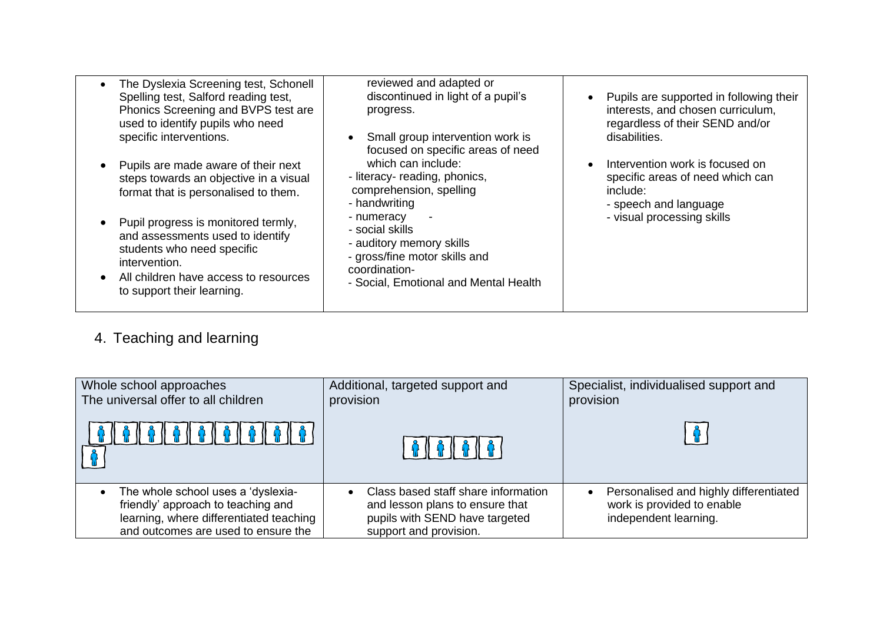| | | |
|---|---|---|
| • The Dyslexia Screening test, Schonell Spelling test, Salford reading test, Phonics Screening and BVPS test are used to identify pupils who need specific interventions.<br><br>• Pupils are made aware of their next steps towards an objective in a visual format that is personalised to them.<br><br>• Pupil progress is monitored termly, and assessments used to identify students who need specific intervention.<br>• All children have access to resources to support their learning. | reviewed and adapted or discontinued in light of a pupil's progress.<br><br>• Small group intervention work is focused on specific areas of need which can include:<br>- literacy- reading, phonics, comprehension, spelling<br>- handwriting<br>- numeracy -<br>- social skills<br>- auditory memory skills<br>- gross/fine motor skills and coordination-<br>- Social, Emotional and Mental Health | • Pupils are supported in following their interests, and chosen curriculum, regardless of their SEND and/or disabilities.<br><br>• Intervention work is focused on specific areas of need which can include:<br>- speech and language<br>- visual processing skills |

## 4. Teaching and learning

| Whole school approaches<br>The universal offer to all children | Additional, targeted support and provision | Specialist, individualised support and provision |
|---|---|---|
| • The whole school uses a 'dyslexia-friendly' approach to teaching and learning, where differentiated teaching and outcomes are used to ensure the | • Class based staff share information and lesson plans to ensure that pupils with SEND have targeted support and provision. | • Personalised and highly differentiated work is provided to enable independent learning. |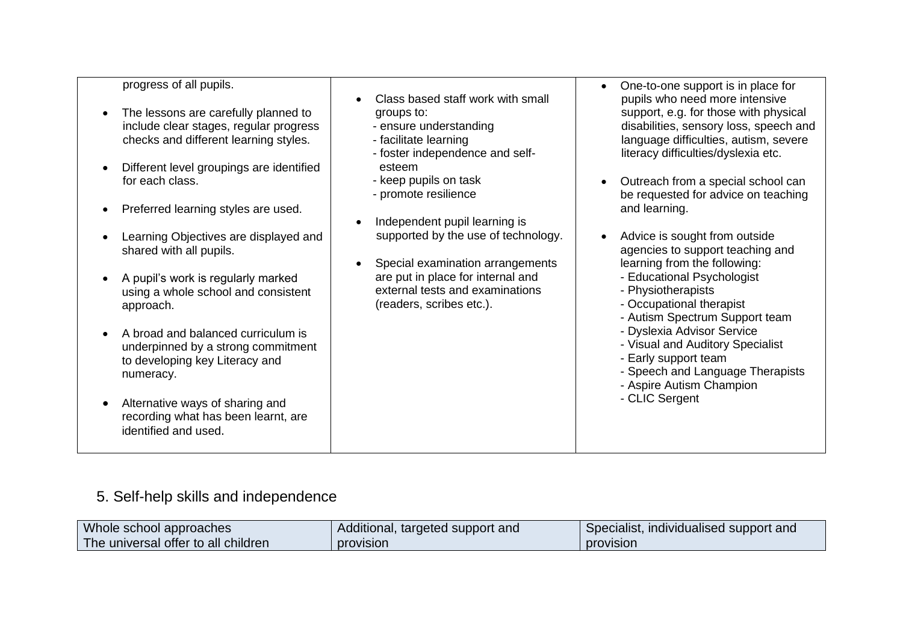| | | |
|---|---|---|
| progress of all pupils.<br><br>• The lessons are carefully planned to include clear stages, regular progress checks and different learning styles.<br><br>• Different level groupings are identified for each class.<br><br>• Preferred learning styles are used.<br><br>• Learning Objectives are displayed and shared with all pupils.<br><br>• A pupil's work is regularly marked using a whole school and consistent approach.<br><br>• A broad and balanced curriculum is underpinned by a strong commitment to developing key Literacy and numeracy.<br><br>• Alternative ways of sharing and recording what has been learnt, are identified and used. | • Class based staff work with small groups to:<br>- ensure understanding<br>- facilitate learning<br>- foster independence and self-esteem<br>- keep pupils on task<br>- promote resilience<br><br>• Independent pupil learning is supported by the use of technology.<br><br>• Special examination arrangements are put in place for internal and external tests and examinations (readers, scribes etc.). | • One-to-one support is in place for pupils who need more intensive support, e.g. for those with physical disabilities, sensory loss, speech and language difficulties, autism, severe literacy difficulties/dyslexia etc.<br><br>• Outreach from a special school can be requested for advice on teaching and learning.<br><br>• Advice is sought from outside agencies to support teaching and learning from the following:<br>- Educational Psychologist<br>- Physiotherapists<br>- Occupational therapist<br>- Autism Spectrum Support team<br>- Dyslexia Advisor Service<br>- Visual and Auditory Specialist<br>- Early support team<br>- Speech and Language Therapists<br>- Aspire Autism Champion<br>- CLIC Sergent |

## 5. Self-help skills and independence

| Whole school approaches<br>The universal offer to all children | Additional, targeted support and provision | Specialist, individualised support and provision |
|---|---|---|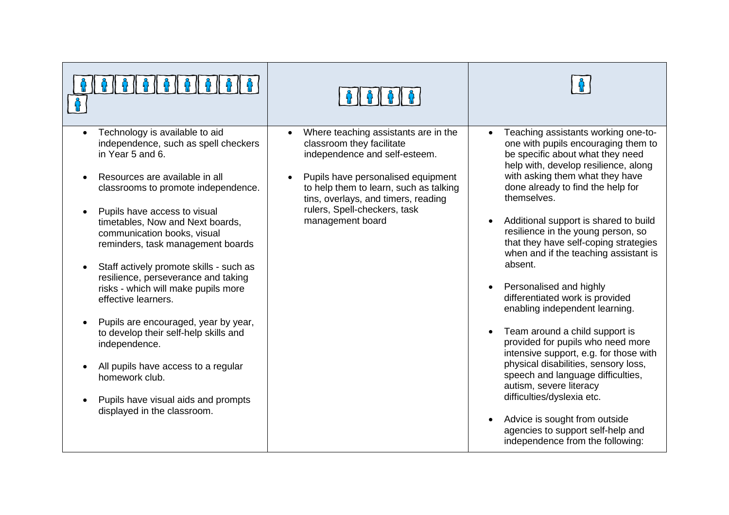| 🚹🚹🚹🚹🚹🚹🚹🚹🚹🚹 | 🚹🚹🚹🚹 | 🚹 |
|---|---|---|
| • Technology is available to aid independence, such as spell checkers in Year 5 and 6.<br><br>• Resources are available in all classrooms to promote independence.<br><br>• Pupils have access to visual timetables, Now and Next boards, communication books, visual reminders, task management boards<br><br>• Staff actively promote skills - such as resilience, perseverance and taking risks - which will make pupils more effective learners.<br><br>• Pupils are encouraged, year by year, to develop their self-help skills and independence.<br><br>• All pupils have access to a regular homework club.<br><br>• Pupils have visual aids and prompts displayed in the classroom. | • Where teaching assistants are in the classroom they facilitate independence and self-esteem.<br><br>• Pupils have personalised equipment to help them to learn, such as talking tins, overlays, and timers, reading rulers, Spell-checkers, task management board | • Teaching assistants working one-to-one with pupils encouraging them to be specific about what they need help with, develop resilience, along with asking them what they have done already to find the help for themselves.<br><br>• Additional support is shared to build resilience in the young person, so that they have self-coping strategies when and if the teaching assistant is absent.<br><br>• Personalised and highly differentiated work is provided enabling independent learning.<br><br>• Team around a child support is provided for pupils who need more intensive support, e.g. for those with physical disabilities, sensory loss, speech and language difficulties, autism, severe literacy difficulties/dyslexia etc.<br><br>• Advice is sought from outside agencies to support self-help and independence from the following: |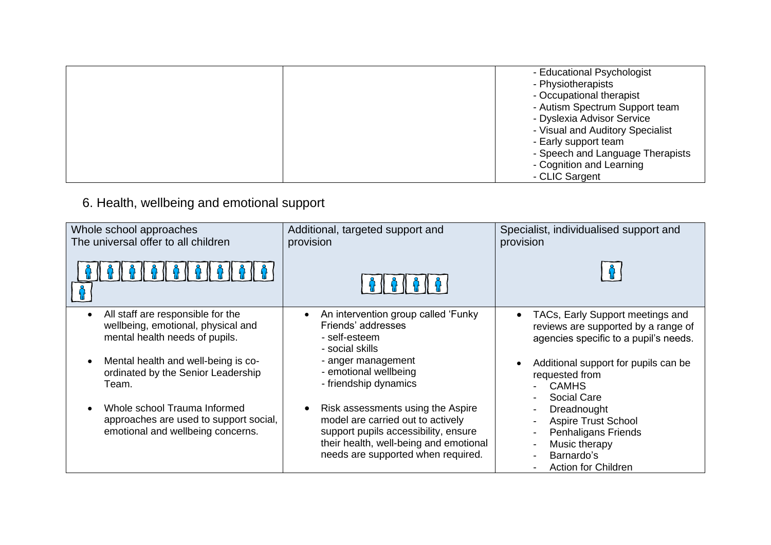| | | - Educational Psychologist<br>- Physiotherapists<br>- Occupational therapist<br>- Autism Spectrum Support team<br>- Dyslexia Advisor Service<br>- Visual and Auditory Specialist<br>- Early support team<br>- Speech and Language Therapists<br>- Cognition and Learning<br>- CLIC Sargent |
|---|---|---|

## 6. Health, wellbeing and emotional support

| Whole school approaches<br>The universal offer to all children | Additional, targeted support and provision | Specialist, individualised support and provision |
|---|---|---|
| • All staff are responsible for the wellbeing, emotional, physical and mental health needs of pupils.<br><br>• Mental health and well-being is co-ordinated by the Senior Leadership Team.<br><br>• Whole school Trauma Informed approaches are used to support social, emotional and wellbeing concerns. | • An intervention group called 'Funky Friends' addresses<br>- self-esteem<br>- social skills<br>- anger management<br>- emotional wellbeing<br>- friendship dynamics<br><br>• Risk assessments using the Aspire model are carried out to actively support pupils accessibility, ensure their health, well-being and emotional needs are supported when required. | • TACs, Early Support meetings and reviews are supported by a range of agencies specific to a pupil's needs.<br><br>• Additional support for pupils can be requested from<br>- CAMHS<br>- Social Care<br>- Dreadnought<br>- Aspire Trust School<br>- Penhaligans Friends<br>- Music therapy<br>- Barnardo's<br>- Action for Children |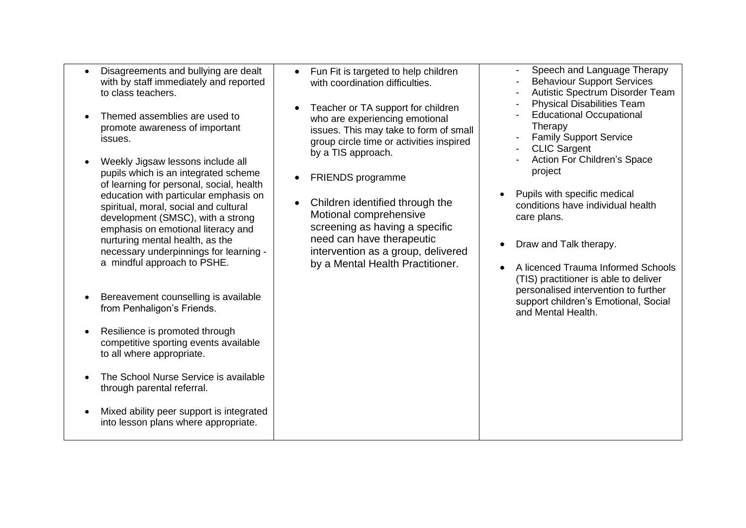| | | |
|---|---|---|
| • Disagreements and bullying are dealt with by staff immediately and reported to class teachers.<br><br>• Themed assemblies are used to promote awareness of important issues.<br><br>• Weekly Jigsaw lessons include all pupils which is an integrated scheme of learning for personal, social, health education with particular emphasis on spiritual, moral, social and cultural development (SMSC), with a strong emphasis on emotional literacy and nurturing mental health, as the necessary underpinnings for learning - a mindful approach to PSHE.<br><br>• Bereavement counselling is available from Penhaligon's Friends.<br><br>• Resilience is promoted through competitive sporting events available to all where appropriate.<br><br>• The School Nurse Service is available through parental referral.<br><br>• Mixed ability peer support is integrated into lesson plans where appropriate. | • Fun Fit is targeted to help children with coordination difficulties.<br><br>• Teacher or TA support for children who are experiencing emotional issues. This may take to form of small group circle time or activities inspired by a TIS approach.<br><br>• FRIENDS programme<br><br>• Children identified through the Motional comprehensive screening as having a specific need can have therapeutic intervention as a group, delivered by a Mental Health Practitioner. | - Speech and Language Therapy<br>- Behaviour Support Services<br>- Autistic Spectrum Disorder Team<br>- Physical Disabilities Team<br>- Educational Occupational Therapy<br>- Family Support Service<br>- CLIC Sargent<br>- Action For Children's Space project<br><br>• Pupils with specific medical conditions have individual health care plans.<br><br>• Draw and Talk therapy.<br><br>• A licenced Trauma Informed Schools (TIS) practitioner is able to deliver personalised intervention to further support children's Emotional, Social and Mental Health. |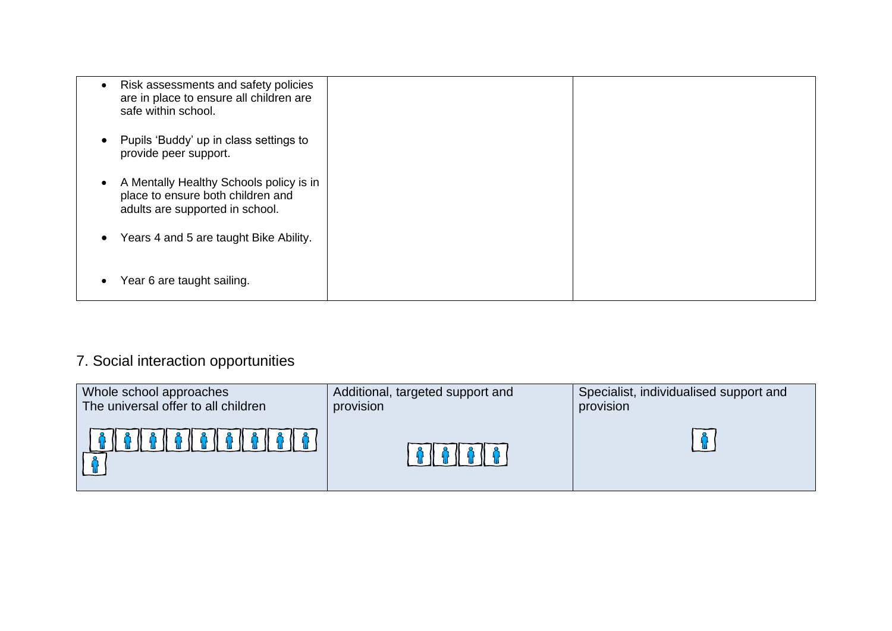| | | |
|---|---|---|
| • Risk assessments and safety policies are in place to ensure all children are safe within school.<br><br>• Pupils 'Buddy' up in class settings to provide peer support.<br><br>• A Mentally Healthy Schools policy is in place to ensure both children and adults are supported in school.<br><br>• Years 4 and 5 are taught Bike Ability.<br><br>• Year 6 are taught sailing. | | |

## 7. Social interaction opportunities

| Whole school approaches<br>The universal offer to all children | Additional, targeted support and provision | Specialist, individualised support and provision |
|---|---|---|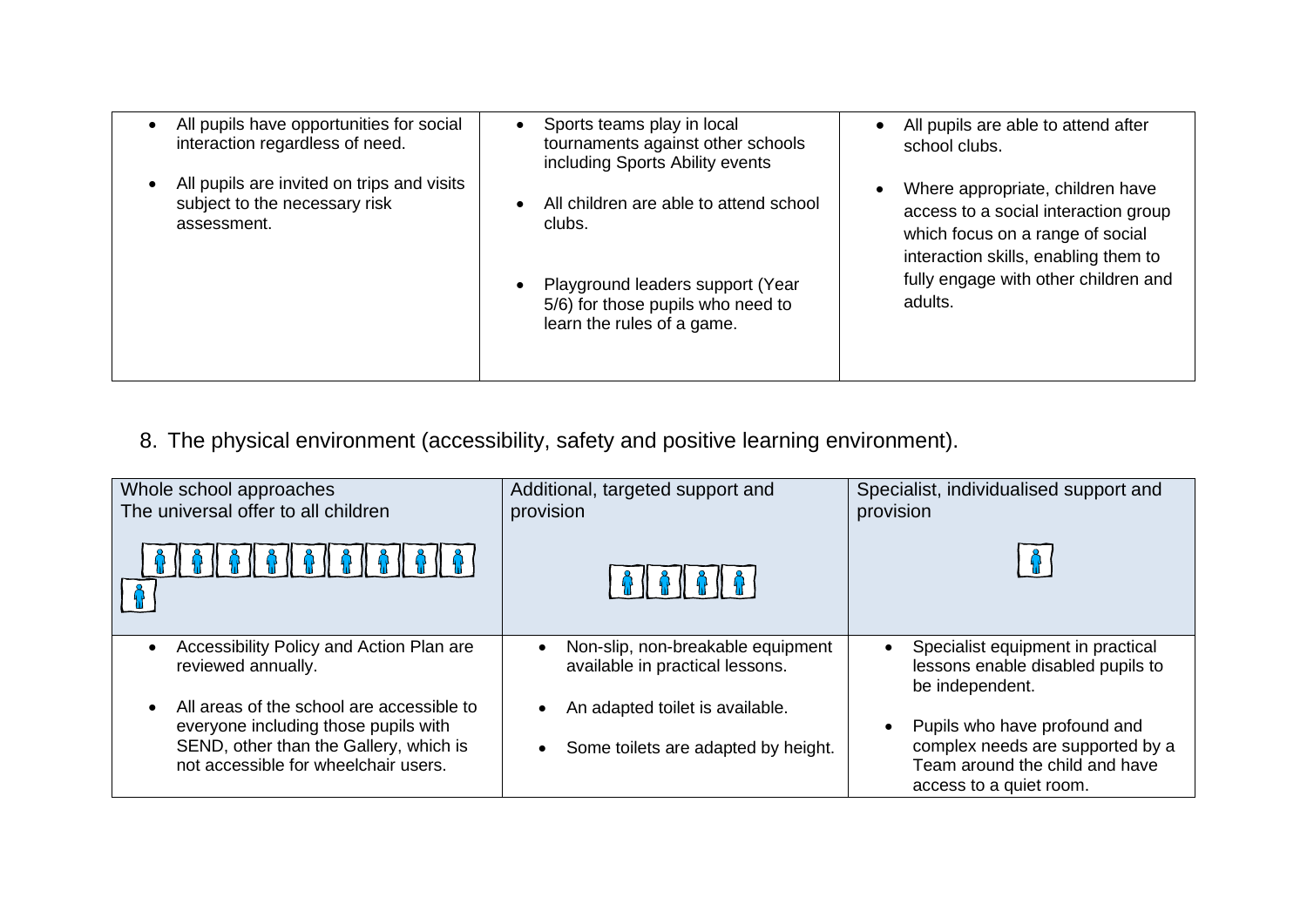| | | |
|---|---|---|
| • All pupils have opportunities for social interaction regardless of need.<br><br>• All pupils are invited on trips and visits subject to the necessary risk assessment. | • Sports teams play in local tournaments against other schools including Sports Ability events<br><br>• All children are able to attend school clubs.<br><br>• Playground leaders support (Year 5/6) for those pupils who need to learn the rules of a game. | • All pupils are able to attend after school clubs.<br><br>• Where appropriate, children have access to a social interaction group which focus on a range of social interaction skills, enabling them to fully engage with other children and adults. |

8. The physical environment (accessibility, safety and positive learning environment).

| Whole school approaches<br>The universal offer to all children | Additional, targeted support and provision | Specialist, individualised support and provision |
|---|---|---|
| • Accessibility Policy and Action Plan are reviewed annually.<br><br>• All areas of the school are accessible to everyone including those pupils with SEND, other than the Gallery, which is not accessible for wheelchair users. | • Non-slip, non-breakable equipment available in practical lessons.<br><br>• An adapted toilet is available.<br><br>• Some toilets are adapted by height. | • Specialist equipment in practical lessons enable disabled pupils to be independent.<br><br>• Pupils who have profound and complex needs are supported by a Team around the child and have access to a quiet room. |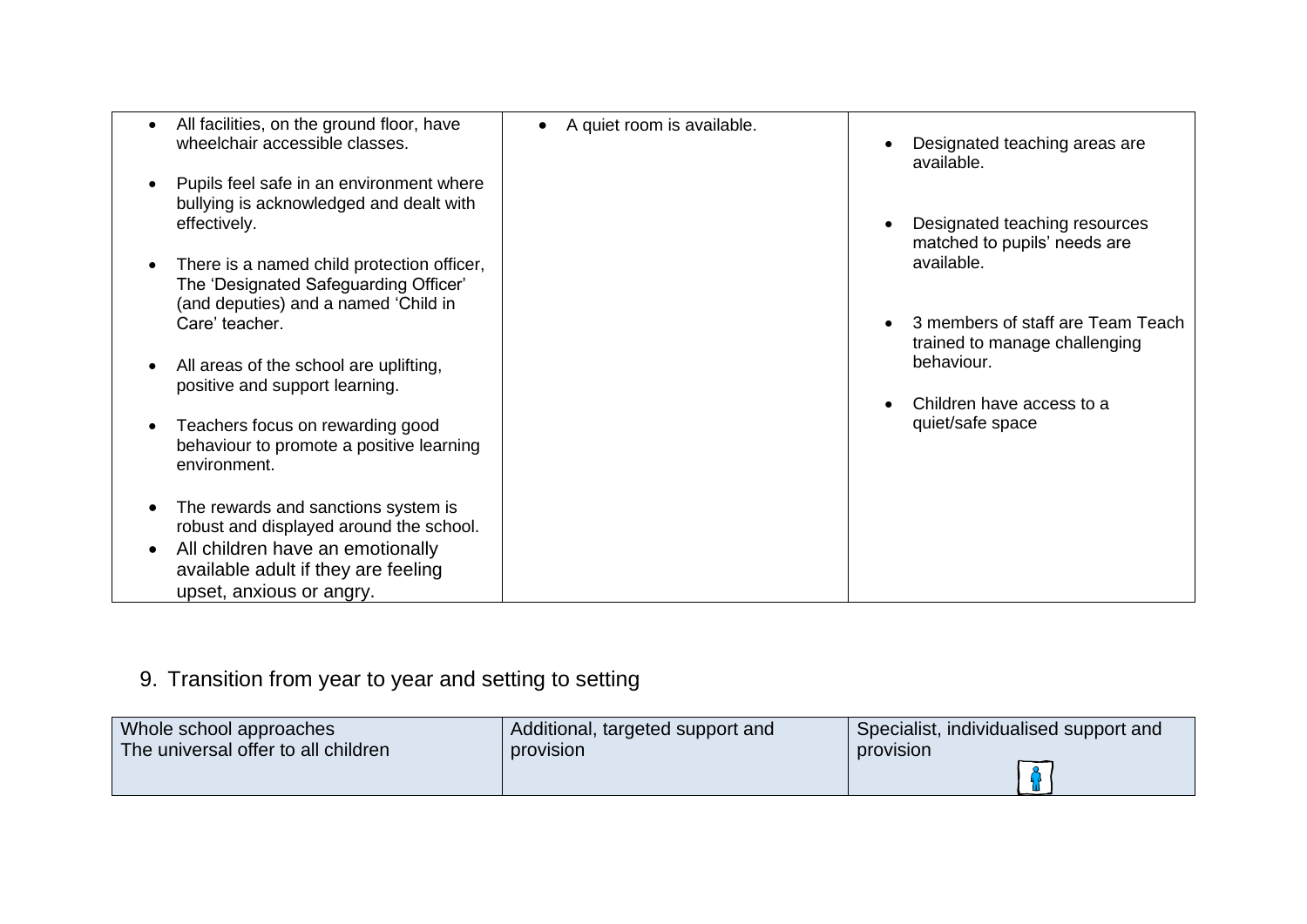| | | |
|---|---|---|
| • All facilities, on the ground floor, have wheelchair accessible classes.<br><br>• Pupils feel safe in an environment where bullying is acknowledged and dealt with effectively.<br><br>• There is a named child protection officer, The 'Designated Safeguarding Officer' (and deputies) and a named 'Child in Care' teacher.<br><br>• All areas of the school are uplifting, positive and support learning.<br><br>• Teachers focus on rewarding good behaviour to promote a positive learning environment.<br><br>• The rewards and sanctions system is robust and displayed around the school.<br>• All children have an emotionally available adult if they are feeling upset, anxious or angry. | • A quiet room is available. | • Designated teaching areas are available.<br><br>• Designated teaching resources matched to pupils' needs are available.<br><br>• 3 members of staff are Team Teach trained to manage challenging behaviour.<br><br>• Children have access to a quiet/safe space |

## 9. Transition from year to year and setting to setting

| Whole school approaches<br>The universal offer to all children | Additional, targeted support and provision | Specialist, individualised support and provision |
|---|---|---|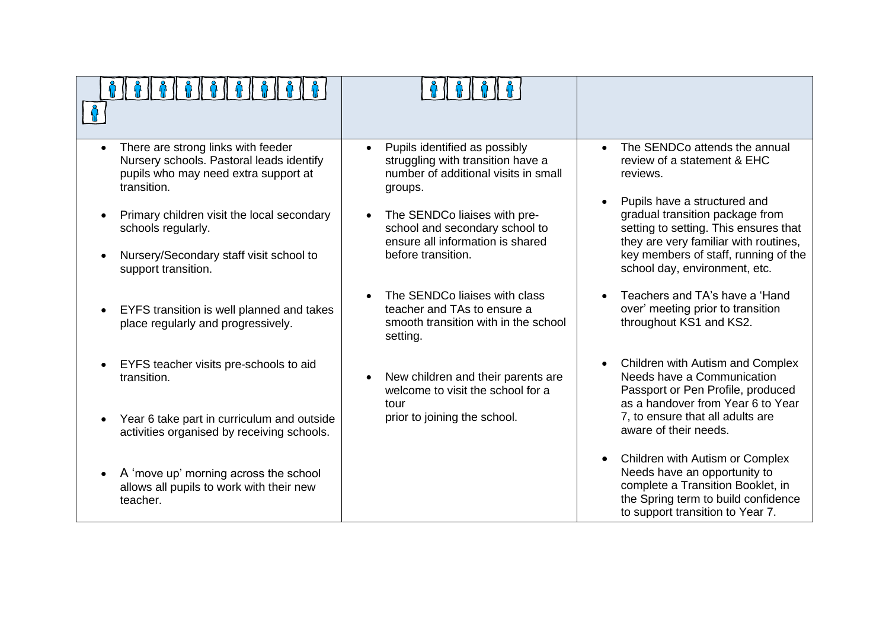| | | |
|---|---|---|
| • There are strong links with feeder Nursery schools. Pastoral leads identify pupils who may need extra support at transition.<br><br>• Primary children visit the local secondary schools regularly.<br><br>• Nursery/Secondary staff visit school to support transition.<br><br>• EYFS transition is well planned and takes place regularly and progressively.<br><br>• EYFS teacher visits pre-schools to aid transition.<br><br>• Year 6 take part in curriculum and outside activities organised by receiving schools.<br><br>• A 'move up' morning across the school allows all pupils to work with their new teacher. | • Pupils identified as possibly struggling with transition have a number of additional visits in small groups.<br><br>• The SENDCo liaises with pre-school and secondary school to ensure all information is shared before transition.<br><br>• The SENDCo liaises with class teacher and TAs to ensure a smooth transition with in the school setting.<br><br>• New children and their parents are welcome to visit the school for a tour prior to joining the school. | • The SENDCo attends the annual review of a statement & EHC reviews.<br><br>• Pupils have a structured and gradual transition package from setting to setting. This ensures that they are very familiar with routines, key members of staff, running of the school day, environment, etc.<br><br>• Teachers and TA's have a 'Hand over' meeting prior to transition throughout KS1 and KS2.<br><br>• Children with Autism and Complex Needs have a Communication Passport or Pen Profile, produced as a handover from Year 6 to Year 7, to ensure that all adults are aware of their needs.<br><br>• Children with Autism or Complex Needs have an opportunity to complete a Transition Booklet, in the Spring term to build confidence to support transition to Year 7. |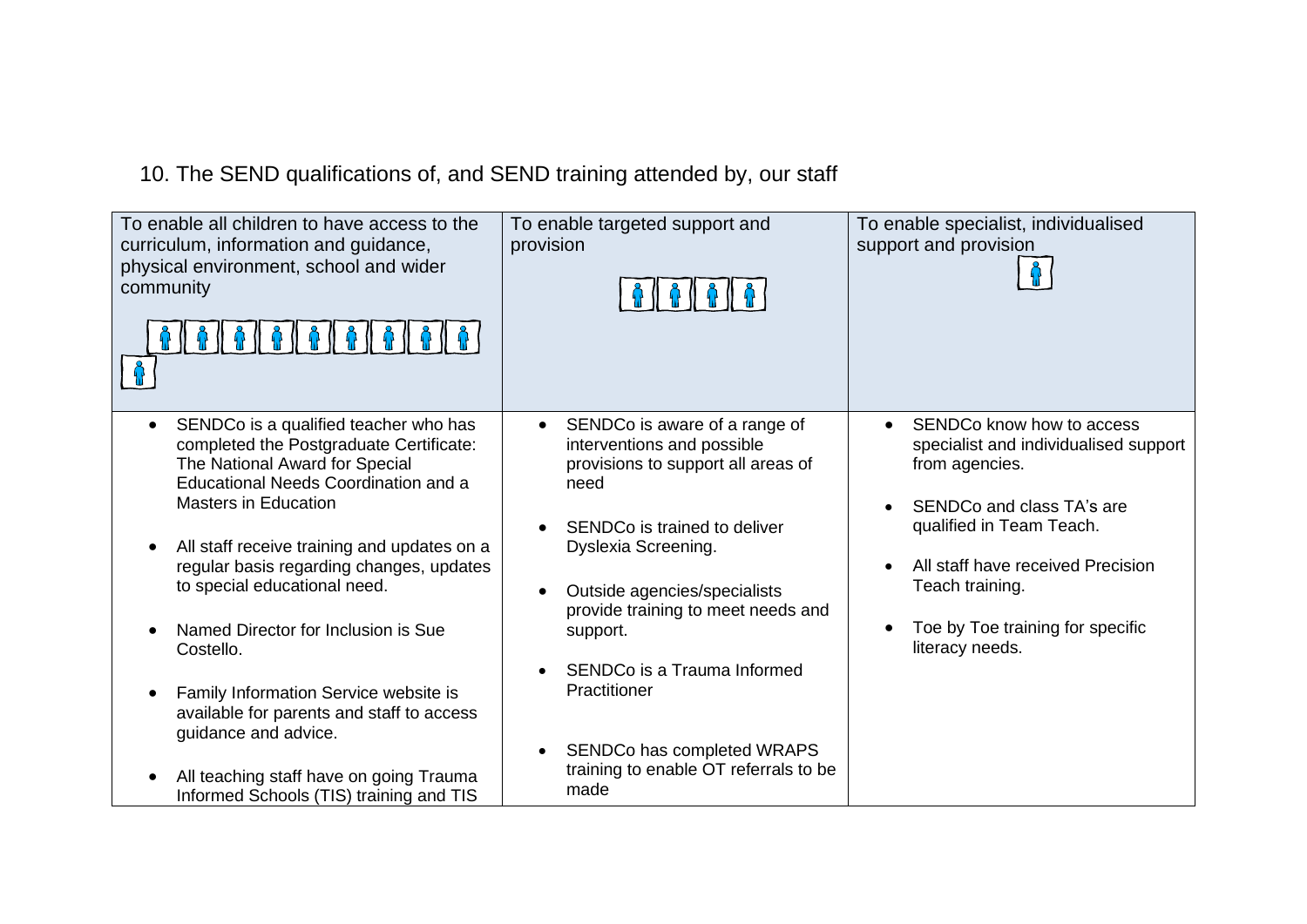10. The SEND qualifications of, and SEND training attended by, our staff

| To enable all children to have access to the curriculum, information and guidance, physical environment, school and wider community | To enable targeted support and provision | To enable specialist, individualised support and provision |
|---|---|---|
| • SENDCo is a qualified teacher who has completed the Postgraduate Certificate: The National Award for Special Educational Needs Coordination and a Masters in Education<br><br>• All staff receive training and updates on a regular basis regarding changes, updates to special educational need.<br><br>• Named Director for Inclusion is Sue Costello.<br><br>• Family Information Service website is available for parents and staff to access guidance and advice.<br><br>• All teaching staff have on going Trauma Informed Schools (TIS) training and TIS | • SENDCo is aware of a range of interventions and possible provisions to support all areas of need<br><br>• SENDCo is trained to deliver Dyslexia Screening.<br><br>• Outside agencies/specialists provide training to meet needs and support.<br><br>• SENDCo is a Trauma Informed Practitioner<br><br>• SENDCo has completed WRAPS training to enable OT referrals to be made | • SENDCo know how to access specialist and individualised support from agencies.<br><br>• SENDCo and class TA's are qualified in Team Teach.<br><br>• All staff have received Precision Teach training.<br><br>• Toe by Toe training for specific literacy needs. |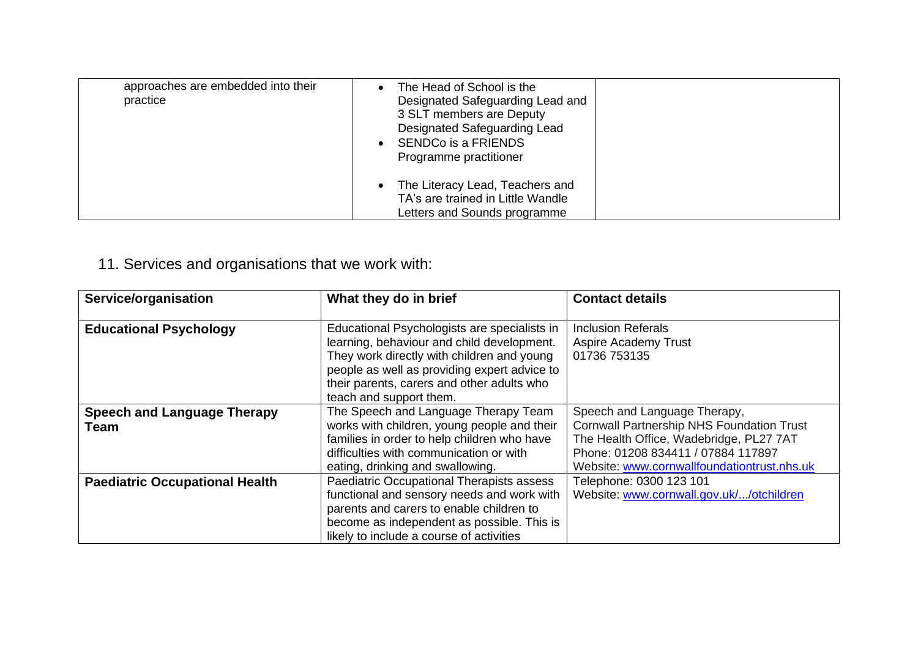| | | |
|---|---|---|
| approaches are embedded into their practice | • The Head of School is the Designated Safeguarding Lead and 3 SLT members are Deputy Designated Safeguarding Lead<br>• SENDCo is a FRIENDS Programme practitioner<br>• The Literacy Lead, Teachers and TA's are trained in Little Wandle Letters and Sounds programme | |

## 11. Services and organisations that we work with:

| Service/organisation | What they do in brief | Contact details |
|---|---|---|
| **Educational Psychology** | Educational Psychologists are specialists in learning, behaviour and child development. They work directly with children and young people as well as providing expert advice to their parents, carers and other adults who teach and support them. | Inclusion Referals<br>Aspire Academy Trust<br>01736 753135 |
| **Speech and Language Therapy Team** | The Speech and Language Therapy Team works with children, young people and their families in order to help children who have difficulties with communication or with eating, drinking and swallowing. | Speech and Language Therapy,<br>Cornwall Partnership NHS Foundation Trust<br>The Health Office, Wadebridge, PL27 7AT<br>Phone: 01208 834411 / 07884 117897<br>Website: www.cornwallfoundationtrust.nhs.uk |
| **Paediatric Occupational Health** | Paediatric Occupational Therapists assess functional and sensory needs and work with parents and carers to enable children to become as independent as possible. This is likely to include a course of activities | Telephone: 0300 123 101<br>Website: www.cornwall.gov.uk/.../otchildren |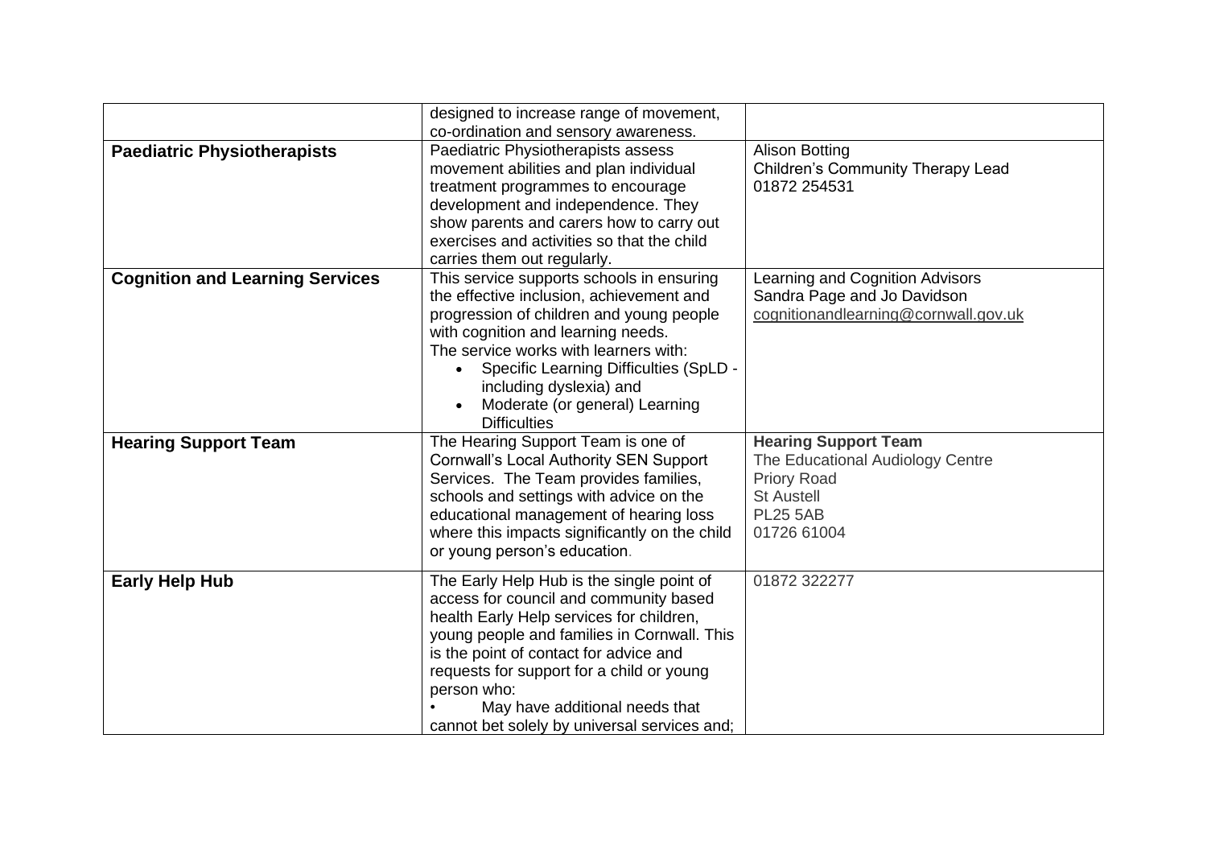| | | |
|---|---|---|
| | designed to increase range of movement, co-ordination and sensory awareness. | |
| **Paediatric Physiotherapists** | Paediatric Physiotherapists assess movement abilities and plan individual treatment programmes to encourage development and independence. They show parents and carers how to carry out exercises and activities so that the child carries them out regularly. | Alison Botting<br>Children's Community Therapy Lead<br>01872 254531 |
| **Cognition and Learning Services** | This service supports schools in ensuring the effective inclusion, achievement and progression of children and young people with cognition and learning needs.<br>The service works with learners with:<br>• Specific Learning Difficulties (SpLD - including dyslexia) and<br>• Moderate (or general) Learning Difficulties | Learning and Cognition Advisors<br>Sandra Page and Jo Davidson<br>cognitionandlearning@cornwall.gov.uk |
| **Hearing Support Team** | The Hearing Support Team is one of Cornwall's Local Authority SEN Support Services. The Team provides families, schools and settings with advice on the educational management of hearing loss where this impacts significantly on the child or young person's education. | **Hearing Support Team**<br>The Educational Audiology Centre<br>Priory Road<br>St Austell<br>PL25 5AB<br>01726 61004 |
| **Early Help Hub** | The Early Help Hub is the single point of access for council and community based health Early Help services for children, young people and families in Cornwall. This is the point of contact for advice and requests for support for a child or young person who:<br>• May have additional needs that cannot bet solely by universal services and; | 01872 322277 |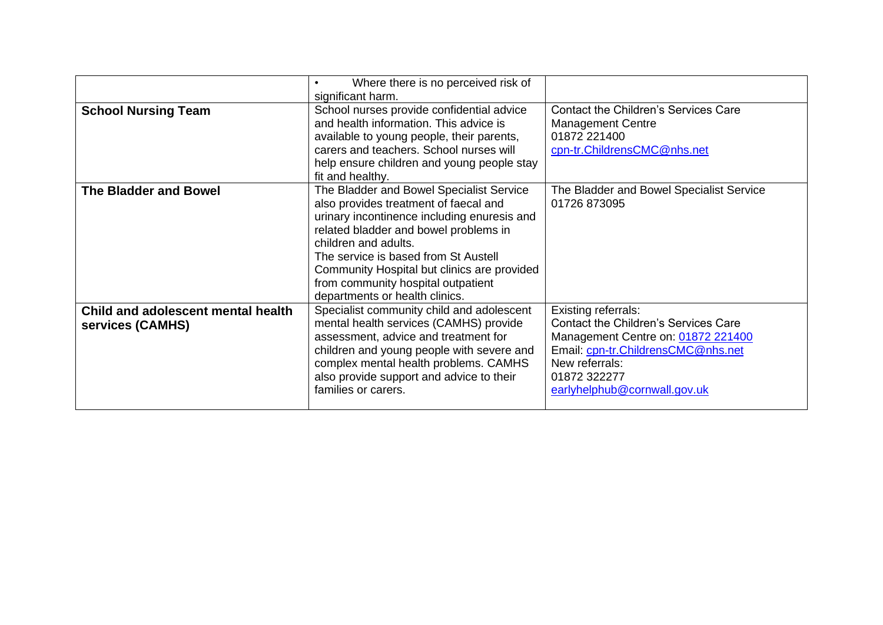| | | |
|---|---|---|
| | • Where there is no perceived risk of significant harm. | |
| **School Nursing Team** | School nurses provide confidential advice and health information. This advice is available to young people, their parents, carers and teachers. School nurses will help ensure children and young people stay fit and healthy. | Contact the Children's Services Care Management Centre<br>01872 221400<br>cpn-tr.ChildrensCMC@nhs.net |
| **The Bladder and Bowel** | The Bladder and Bowel Specialist Service also provides treatment of faecal and urinary incontinence including enuresis and related bladder and bowel problems in children and adults.<br>The service is based from St Austell Community Hospital but clinics are provided from community hospital outpatient departments or health clinics. | The Bladder and Bowel Specialist Service<br>01726 873095 |
| **Child and adolescent mental health services (CAMHS)** | Specialist community child and adolescent mental health services (CAMHS) provide assessment, advice and treatment for children and young people with severe and complex mental health problems. CAMHS also provide support and advice to their families or carers. | Existing referrals:<br>Contact the Children's Services Care Management Centre on: 01872 221400<br>Email: cpn-tr.ChildrensCMC@nhs.net<br>New referrals:<br>01872 322277<br>earlyhelphub@cornwall.gov.uk |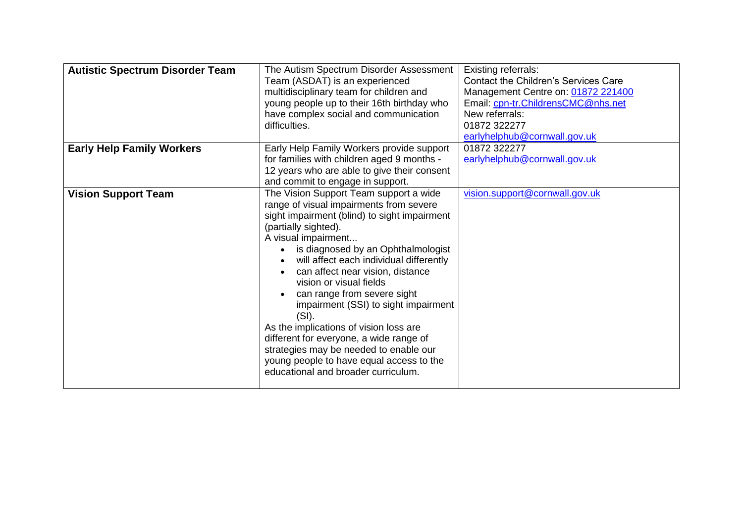| | | |
|---|---|---|
| **Autistic Spectrum Disorder Team** | The Autism Spectrum Disorder Assessment Team (ASDAT) is an experienced multidisciplinary team for children and young people up to their 16th birthday who have complex social and communication difficulties. | Existing referrals:<br>Contact the Children's Services Care Management Centre on: 01872 221400<br>Email: cpn-tr.ChildrensCMC@nhs.net<br>New referrals:<br>01872 322277<br>earlyhelphub@cornwall.gov.uk |
| **Early Help Family Workers** | Early Help Family Workers provide support for families with children aged 9 months - 12 years who are able to give their consent and commit to engage in support. | 01872 322277<br>earlyhelphub@cornwall.gov.uk |
| **Vision Support Team** | The Vision Support Team support a wide range of visual impairments from severe sight impairment (blind) to sight impairment (partially sighted).<br>A visual impairment...<br>• is diagnosed by an Ophthalmologist<br>• will affect each individual differently<br>• can affect near vision, distance vision or visual fields<br>• can range from severe sight impairment (SSI) to sight impairment (SI).<br>As the implications of vision loss are different for everyone, a wide range of strategies may be needed to enable our young people to have equal access to the educational and broader curriculum. | vision.support@cornwall.gov.uk |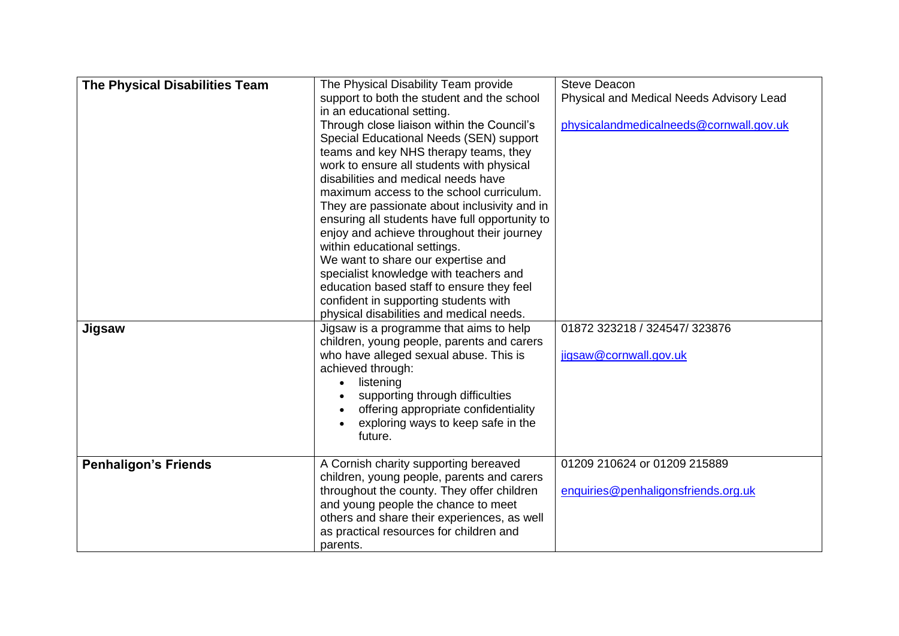| **The Physical Disabilities Team** | The Physical Disability Team provide support to both the student and the school in an educational setting.<br>Through close liaison within the Council's Special Educational Needs (SEN) support teams and key NHS therapy teams, they work to ensure all students with physical disabilities and medical needs have maximum access to the school curriculum. They are passionate about inclusivity and in ensuring all students have full opportunity to enjoy and achieve throughout their journey within educational settings.<br>We want to share our expertise and specialist knowledge with teachers and education based staff to ensure they feel confident in supporting students with physical disabilities and medical needs. | Steve Deacon<br>Physical and Medical Needs Advisory Lead<br><br>physicalandmedicalneeds@cornwall.gov.uk |
|---|---|---|
| **Jigsaw** | Jigsaw is a programme that aims to help children, young people, parents and carers who have alleged sexual abuse. This is achieved through:<br>• listening<br>• supporting through difficulties<br>• offering appropriate confidentiality<br>• exploring ways to keep safe in the future. | 01872 323218 / 324547/ 323876<br><br>jigsaw@cornwall.gov.uk |
| **Penhaligon's Friends** | A Cornish charity supporting bereaved children, young people, parents and carers throughout the county. They offer children and young people the chance to meet others and share their experiences, as well as practical resources for children and parents. | 01209 210624 or 01209 215889<br><br>enquiries@penhaligonsfriends.org.uk |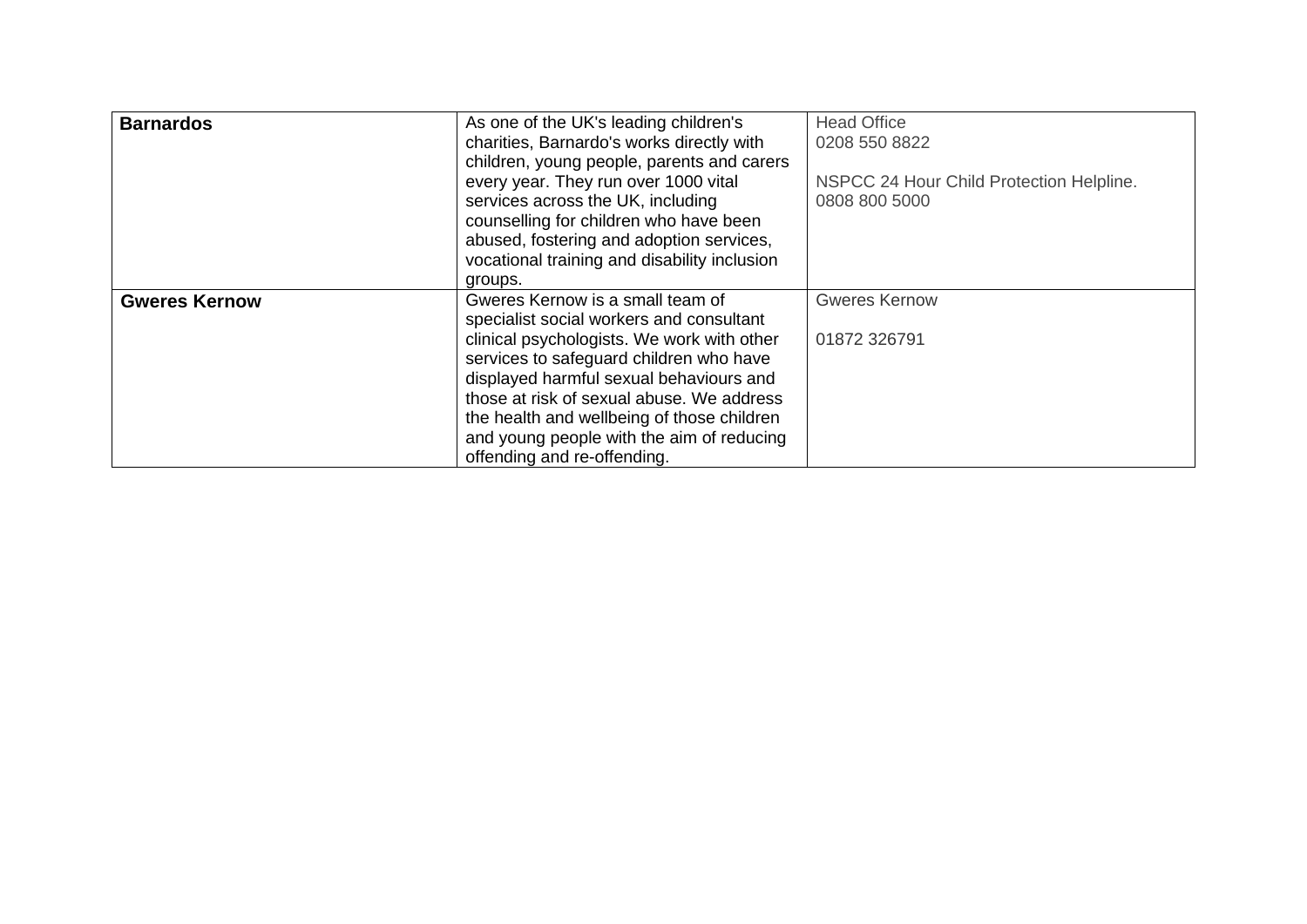| | | |
|---|---|---|
| **Barnardos** | As one of the UK's leading children's charities, Barnardo's works directly with children, young people, parents and carers every year. They run over 1000 vital services across the UK, including counselling for children who have been abused, fostering and adoption services, vocational training and disability inclusion groups. | Head Office<br>0208 550 8822<br><br>NSPCC 24 Hour Child Protection Helpline.<br>0808 800 5000 |
| **Gweres Kernow** | Gweres Kernow is a small team of specialist social workers and consultant clinical psychologists. We work with other services to safeguard children who have displayed harmful sexual behaviours and those at risk of sexual abuse. We address the health and wellbeing of those children and young people with the aim of reducing offending and re-offending. | Gweres Kernow<br><br>01872 326791 |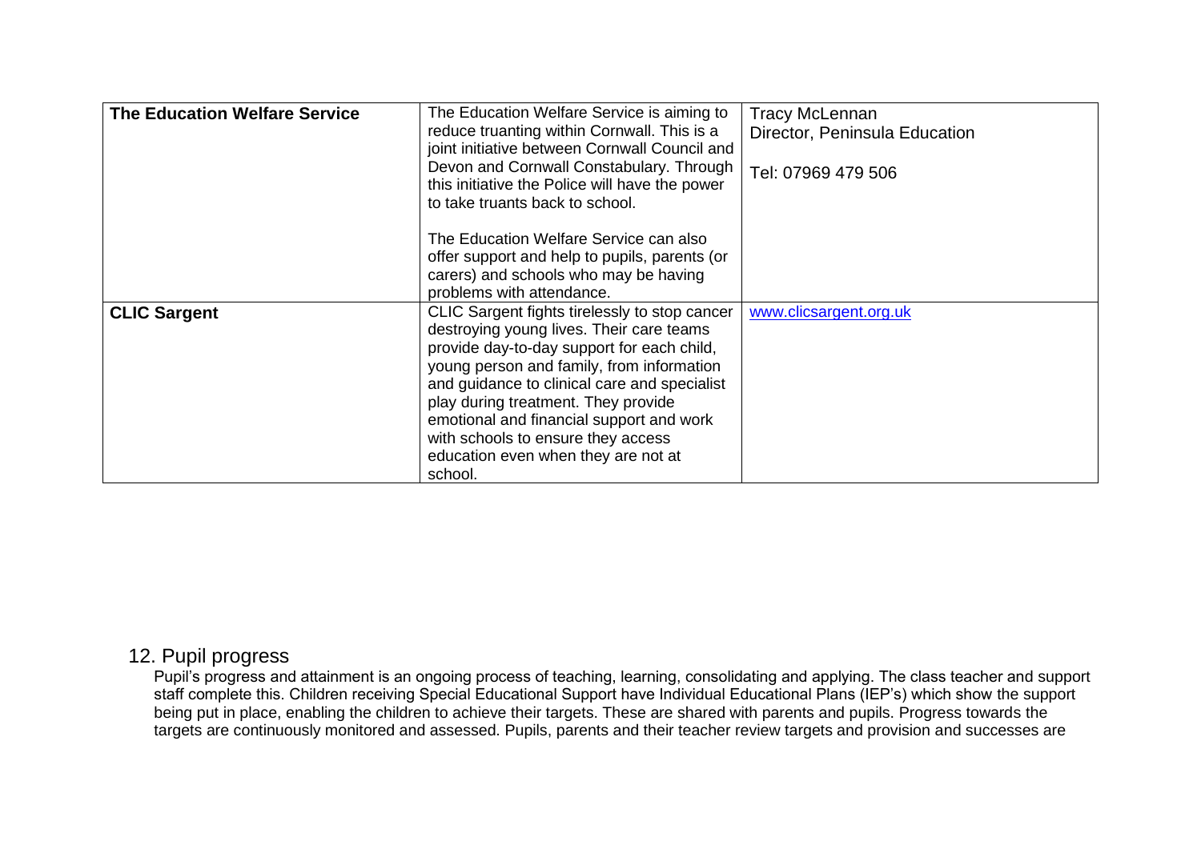| **The Education Welfare Service** | The Education Welfare Service is aiming to reduce truanting within Cornwall. This is a joint initiative between Cornwall Council and Devon and Cornwall Constabulary. Through this initiative the Police will have the power to take truants back to school.<br><br>The Education Welfare Service can also offer support and help to pupils, parents (or carers) and schools who may be having problems with attendance. | Tracy McLennan<br>Director, Peninsula Education<br><br>Tel: 07969 479 506 |
|---|---|---|
| **CLIC Sargent** | CLIC Sargent fights tirelessly to stop cancer destroying young lives. Their care teams provide day-to-day support for each child, young person and family, from information and guidance to clinical care and specialist play during treatment. They provide emotional and financial support and work with schools to ensure they access education even when they are not at school. | [www.clicsargent.org.uk](http://www.clicsargent.org.uk) |

## 12. Pupil progress

Pupil's progress and attainment is an ongoing process of teaching, learning, consolidating and applying. The class teacher and support staff complete this. Children receiving Special Educational Support have Individual Educational Plans (IEP's) which show the support being put in place, enabling the children to achieve their targets. These are shared with parents and pupils. Progress towards the targets are continuously monitored and assessed. Pupils, parents and their teacher review targets and provision and successes are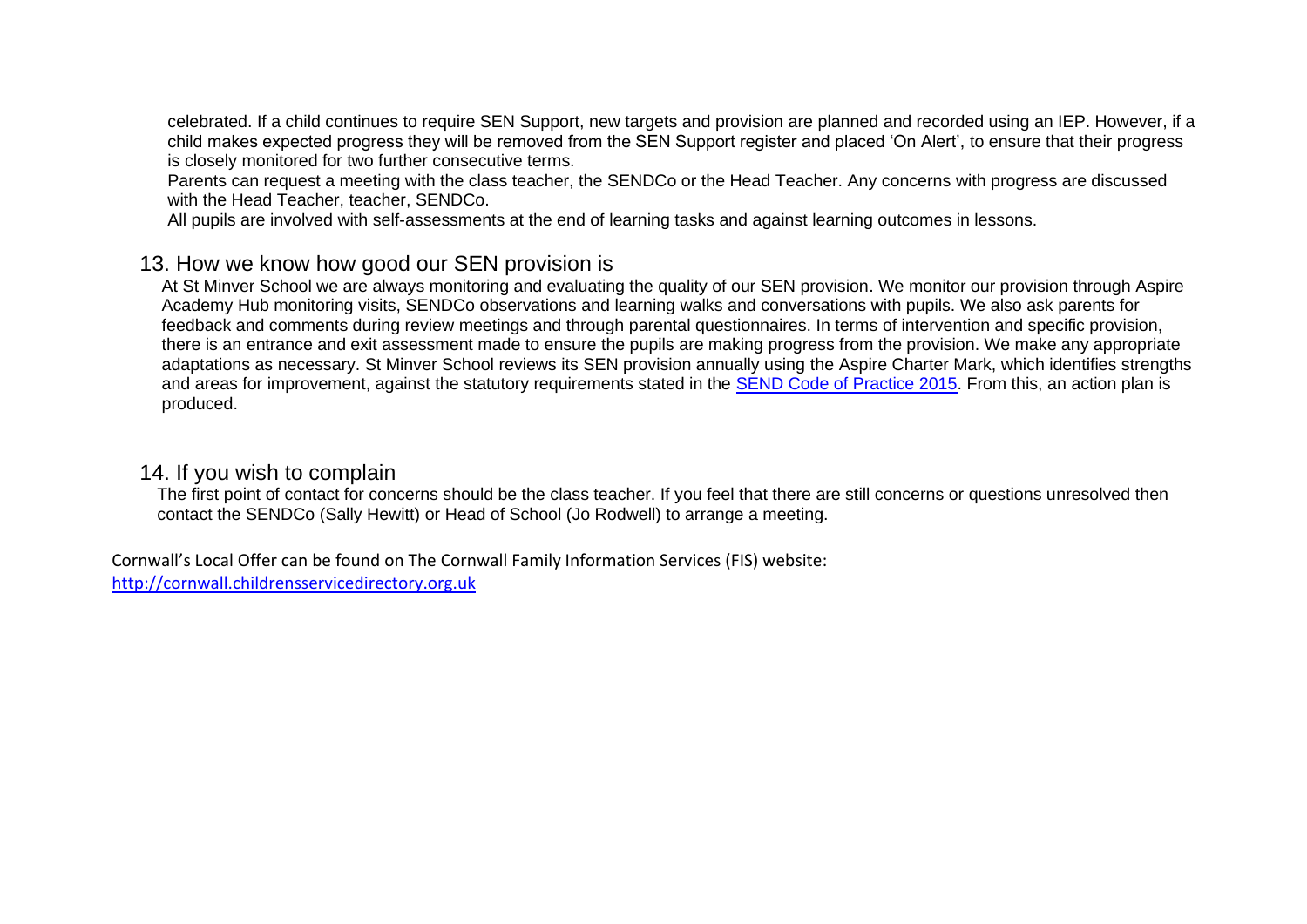celebrated. If a child continues to require SEN Support, new targets and provision are planned and recorded using an IEP. However, if a child makes expected progress they will be removed from the SEN Support register and placed 'On Alert', to ensure that their progress is closely monitored for two further consecutive terms.

Parents can request a meeting with the class teacher, the SENDCo or the Head Teacher. Any concerns with progress are discussed with the Head Teacher, teacher, SENDCo.

All pupils are involved with self-assessments at the end of learning tasks and against learning outcomes in lessons.

## 13. How we know how good our SEN provision is

At St Minver School we are always monitoring and evaluating the quality of our SEN provision. We monitor our provision through Aspire Academy Hub monitoring visits, SENDCo observations and learning walks and conversations with pupils. We also ask parents for feedback and comments during review meetings and through parental questionnaires. In terms of intervention and specific provision, there is an entrance and exit assessment made to ensure the pupils are making progress from the provision. We make any appropriate adaptations as necessary. St Minver School reviews its SEN provision annually using the Aspire Charter Mark, which identifies strengths and areas for improvement, against the statutory requirements stated in the SEND Code of Practice 2015. From this, an action plan is produced.

## 14. If you wish to complain

The first point of contact for concerns should be the class teacher. If you feel that there are still concerns or questions unresolved then contact the SENDCo (Sally Hewitt) or Head of School (Jo Rodwell) to arrange a meeting.

Cornwall's Local Offer can be found on The Cornwall Family Information Services (FIS) website:
http://cornwall.childrensservicedirectory.org.uk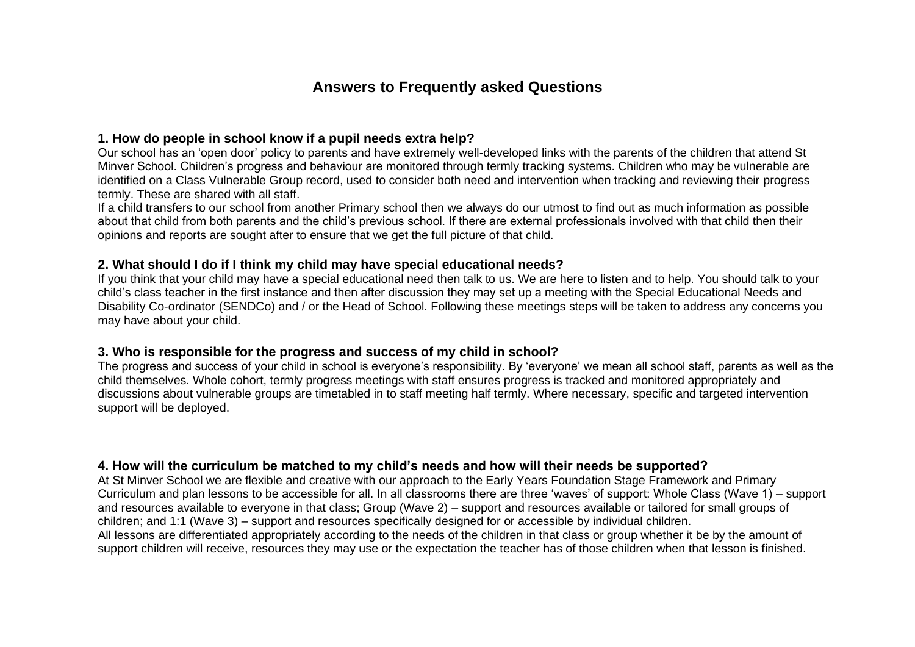# Answers to Frequently asked Questions

### 1. How do people in school know if a pupil needs extra help?

Our school has an 'open door' policy to parents and have extremely well-developed links with the parents of the children that attend St Minver School. Children's progress and behaviour are monitored through termly tracking systems. Children who may be vulnerable are identified on a Class Vulnerable Group record, used to consider both need and intervention when tracking and reviewing their progress termly. These are shared with all staff.

If a child transfers to our school from another Primary school then we always do our utmost to find out as much information as possible about that child from both parents and the child's previous school. If there are external professionals involved with that child then their opinions and reports are sought after to ensure that we get the full picture of that child.

### 2. What should I do if I think my child may have special educational needs?

If you think that your child may have a special educational need then talk to us. We are here to listen and to help. You should talk to your child's class teacher in the first instance and then after discussion they may set up a meeting with the Special Educational Needs and Disability Co-ordinator (SENDCo) and / or the Head of School. Following these meetings steps will be taken to address any concerns you may have about your child.

### 3. Who is responsible for the progress and success of my child in school?

The progress and success of your child in school is everyone's responsibility. By 'everyone' we mean all school staff, parents as well as the child themselves. Whole cohort, termly progress meetings with staff ensures progress is tracked and monitored appropriately and discussions about vulnerable groups are timetabled in to staff meeting half termly. Where necessary, specific and targeted intervention support will be deployed.

### 4. How will the curriculum be matched to my child's needs and how will their needs be supported?

At St Minver School we are flexible and creative with our approach to the Early Years Foundation Stage Framework and Primary Curriculum and plan lessons to be accessible for all. In all classrooms there are three 'waves' of support: Whole Class (Wave 1) – support and resources available to everyone in that class; Group (Wave 2) – support and resources available or tailored for small groups of children; and 1:1 (Wave 3) – support and resources specifically designed for or accessible by individual children.

All lessons are differentiated appropriately according to the needs of the children in that class or group whether it be by the amount of support children will receive, resources they may use or the expectation the teacher has of those children when that lesson is finished.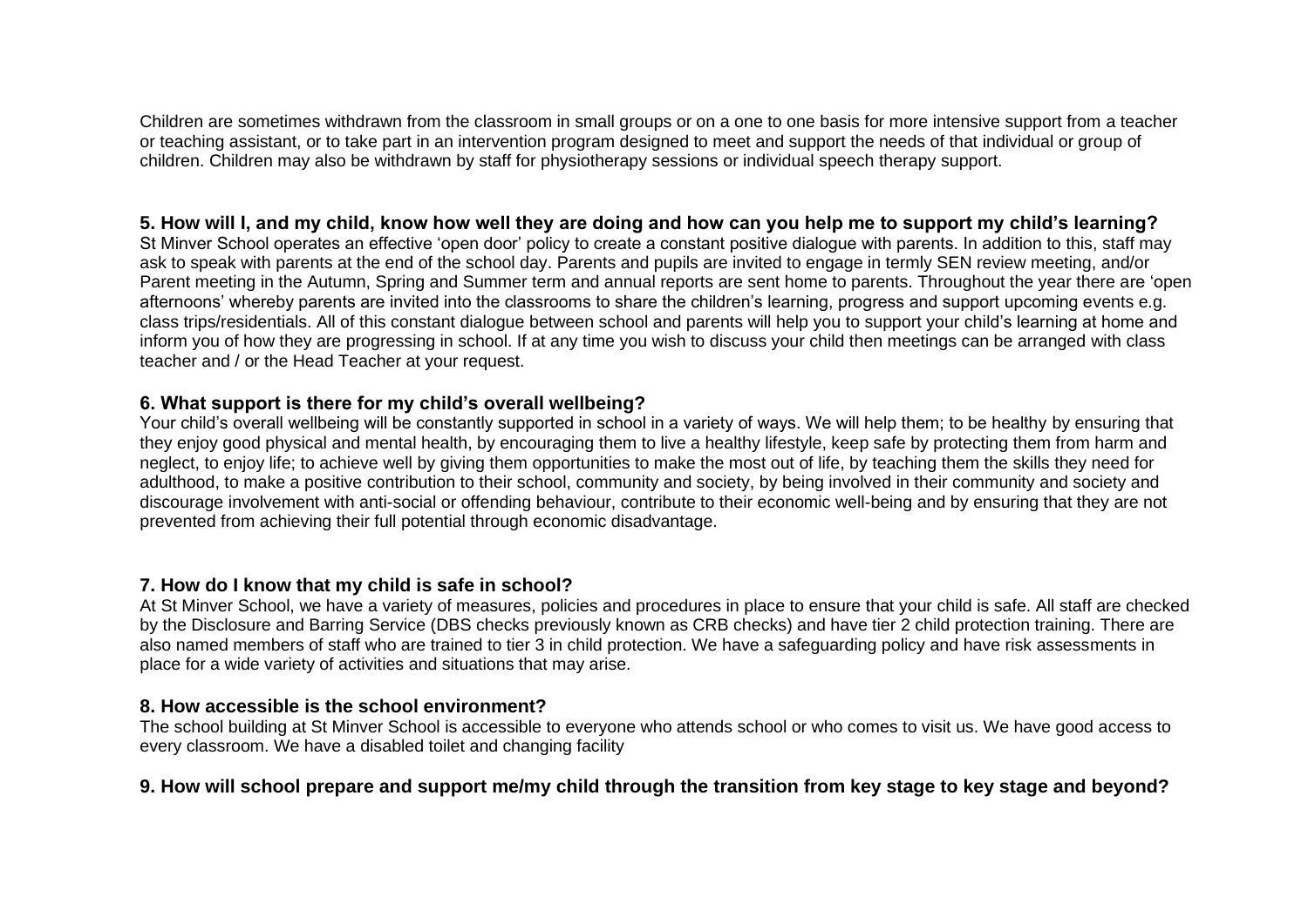Children are sometimes withdrawn from the classroom in small groups or on a one to one basis for more intensive support from a teacher or teaching assistant, or to take part in an intervention program designed to meet and support the needs of that individual or group of children. Children may also be withdrawn by staff for physiotherapy sessions or individual speech therapy support.

### 5. How will I, and my child, know how well they are doing and how can you help me to support my child's learning?

St Minver School operates an effective 'open door' policy to create a constant positive dialogue with parents. In addition to this, staff may ask to speak with parents at the end of the school day. Parents and pupils are invited to engage in termly SEN review meeting, and/or Parent meeting in the Autumn, Spring and Summer term and annual reports are sent home to parents. Throughout the year there are 'open afternoons' whereby parents are invited into the classrooms to share the children's learning, progress and support upcoming events e.g. class trips/residentials. All of this constant dialogue between school and parents will help you to support your child's learning at home and inform you of how they are progressing in school. If at any time you wish to discuss your child then meetings can be arranged with class teacher and / or the Head Teacher at your request.

### 6. What support is there for my child's overall wellbeing?

Your child's overall wellbeing will be constantly supported in school in a variety of ways. We will help them; to be healthy by ensuring that they enjoy good physical and mental health, by encouraging them to live a healthy lifestyle, keep safe by protecting them from harm and neglect, to enjoy life; to achieve well by giving them opportunities to make the most out of life, by teaching them the skills they need for adulthood, to make a positive contribution to their school, community and society, by being involved in their community and society and discourage involvement with anti-social or offending behaviour, contribute to their economic well-being and by ensuring that they are not prevented from achieving their full potential through economic disadvantage.

### 7. How do I know that my child is safe in school?

At St Minver School, we have a variety of measures, policies and procedures in place to ensure that your child is safe. All staff are checked by the Disclosure and Barring Service (DBS checks previously known as CRB checks) and have tier 2 child protection training. There are also named members of staff who are trained to tier 3 in child protection. We have a safeguarding policy and have risk assessments in place for a wide variety of activities and situations that may arise.

### 8. How accessible is the school environment?

The school building at St Minver School is accessible to everyone who attends school or who comes to visit us. We have good access to every classroom. We have a disabled toilet and changing facility

### 9. How will school prepare and support me/my child through the transition from key stage to key stage and beyond?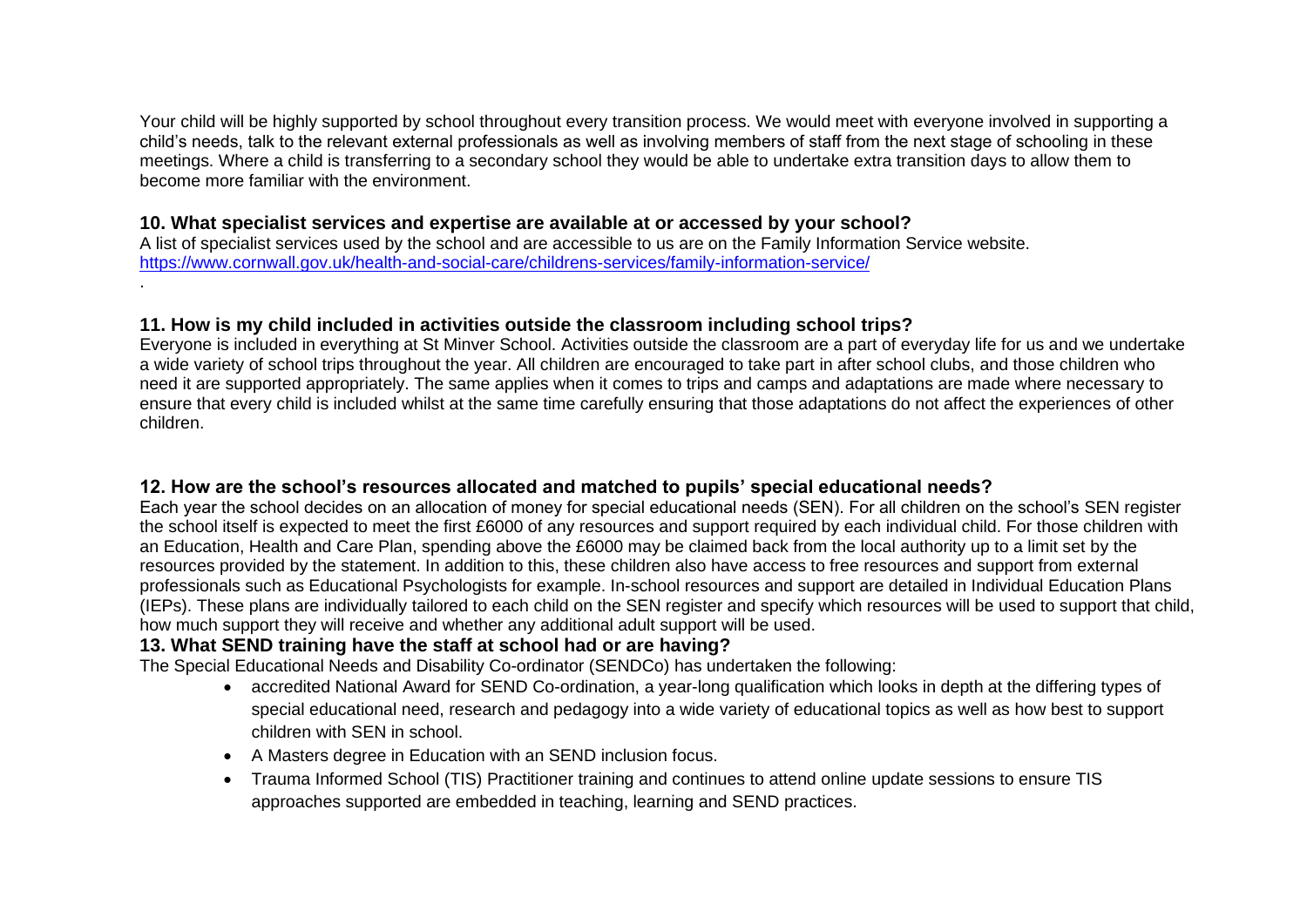Your child will be highly supported by school throughout every transition process. We would meet with everyone involved in supporting a child's needs, talk to the relevant external professionals as well as involving members of staff from the next stage of schooling in these meetings. Where a child is transferring to a secondary school they would be able to undertake extra transition days to allow them to become more familiar with the environment.

### 10. What specialist services and expertise are available at or accessed by your school?

A list of specialist services used by the school and are accessible to us are on the Family Information Service website.
https://www.cornwall.gov.uk/health-and-social-care/childrens-services/family-information-service/
.

### 11. How is my child included in activities outside the classroom including school trips?

Everyone is included in everything at St Minver School. Activities outside the classroom are a part of everyday life for us and we undertake a wide variety of school trips throughout the year. All children are encouraged to take part in after school clubs, and those children who need it are supported appropriately. The same applies when it comes to trips and camps and adaptations are made where necessary to ensure that every child is included whilst at the same time carefully ensuring that those adaptations do not affect the experiences of other children.

### 12. How are the school's resources allocated and matched to pupils' special educational needs?

Each year the school decides on an allocation of money for special educational needs (SEN). For all children on the school's SEN register the school itself is expected to meet the first £6000 of any resources and support required by each individual child. For those children with an Education, Health and Care Plan, spending above the £6000 may be claimed back from the local authority up to a limit set by the resources provided by the statement. In addition to this, these children also have access to free resources and support from external professionals such as Educational Psychologists for example. In-school resources and support are detailed in Individual Education Plans (IEPs). These plans are individually tailored to each child on the SEN register and specify which resources will be used to support that child, how much support they will receive and whether any additional adult support will be used.

### 13. What SEND training have the staff at school had or are having?

The Special Educational Needs and Disability Co-ordinator (SENDCo) has undertaken the following:

- accredited National Award for SEND Co-ordination, a year-long qualification which looks in depth at the differing types of special educational need, research and pedagogy into a wide variety of educational topics as well as how best to support children with SEN in school.
- A Masters degree in Education with an SEND inclusion focus.
- Trauma Informed School (TIS) Practitioner training and continues to attend online update sessions to ensure TIS approaches supported are embedded in teaching, learning and SEND practices.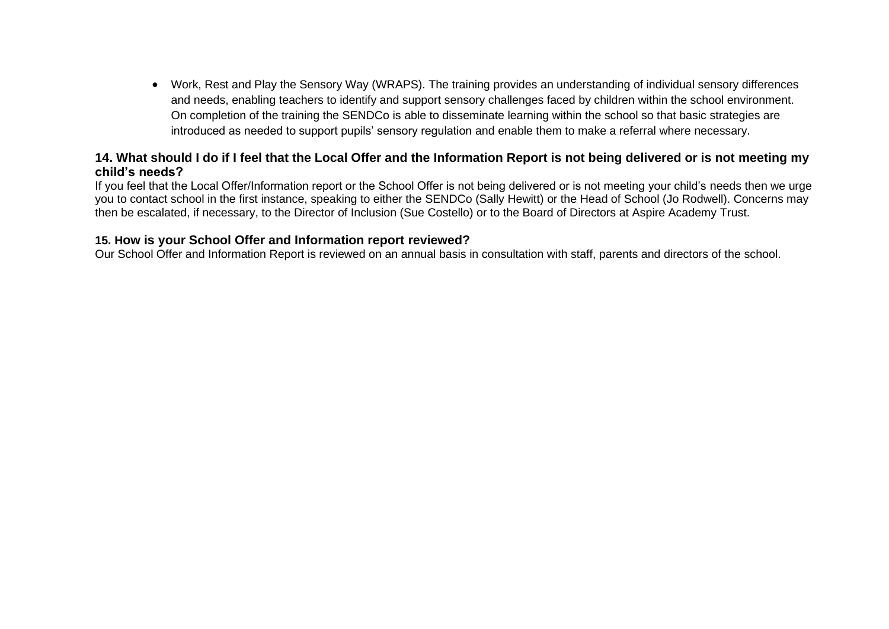- Work, Rest and Play the Sensory Way (WRAPS). The training provides an understanding of individual sensory differences and needs, enabling teachers to identify and support sensory challenges faced by children within the school environment. On completion of the training the SENDCo is able to disseminate learning within the school so that basic strategies are introduced as needed to support pupils' sensory regulation and enable them to make a referral where necessary.

### 14. What should I do if I feel that the Local Offer and the Information Report is not being delivered or is not meeting my child's needs?

If you feel that the Local Offer/Information report or the School Offer is not being delivered or is not meeting your child's needs then we urge you to contact school in the first instance, speaking to either the SENDCo (Sally Hewitt) or the Head of School (Jo Rodwell). Concerns may then be escalated, if necessary, to the Director of Inclusion (Sue Costello) or to the Board of Directors at Aspire Academy Trust.

### 15. How is your School Offer and Information report reviewed?

Our School Offer and Information Report is reviewed on an annual basis in consultation with staff, parents and directors of the school.